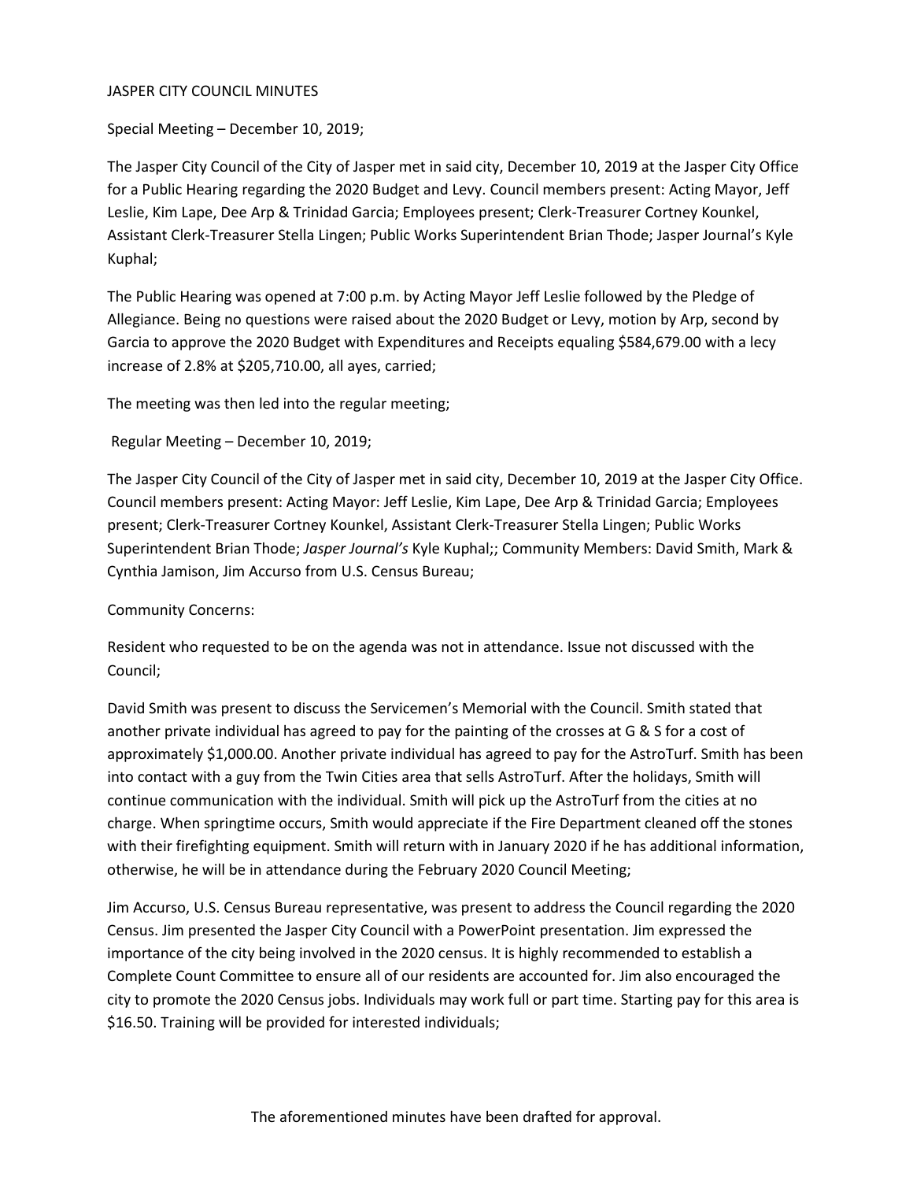# JASPER CITY COUNCIL MINUTES

## Special Meeting – December 10, 2019;

The Jasper City Council of the City of Jasper met in said city, December 10, 2019 at the Jasper City Office for a Public Hearing regarding the 2020 Budget and Levy. Council members present: Acting Mayor, Jeff Leslie, Kim Lape, Dee Arp & Trinidad Garcia; Employees present; Clerk-Treasurer Cortney Kounkel, Assistant Clerk-Treasurer Stella Lingen; Public Works Superintendent Brian Thode; Jasper Journal's Kyle Kuphal;

The Public Hearing was opened at 7:00 p.m. by Acting Mayor Jeff Leslie followed by the Pledge of Allegiance. Being no questions were raised about the 2020 Budget or Levy, motion by Arp, second by Garcia to approve the 2020 Budget with Expenditures and Receipts equaling $584,679.00 with a lecy increase of 2.8% at $205,710.00, all ayes, carried;

The meeting was then led into the regular meeting;

## Regular Meeting – December 10, 2019;

The Jasper City Council of the City of Jasper met in said city, December 10, 2019 at the Jasper City Office. Council members present: Acting Mayor: Jeff Leslie, Kim Lape, Dee Arp & Trinidad Garcia; Employees present; Clerk-Treasurer Cortney Kounkel, Assistant Clerk-Treasurer Stella Lingen; Public Works Superintendent Brian Thode; *Jasper Journal's* Kyle Kuphal;; Community Members: David Smith, Mark & Cynthia Jamison, Jim Accurso from U.S. Census Bureau;

Community Concerns:

Resident who requested to be on the agenda was not in attendance. Issue not discussed with the Council;

David Smith was present to discuss the Servicemen's Memorial with the Council. Smith stated that another private individual has agreed to pay for the painting of the crosses at G & S for a cost of approximately $1,000.00. Another private individual has agreed to pay for the AstroTurf. Smith has been into contact with a guy from the Twin Cities area that sells AstroTurf. After the holidays, Smith will continue communication with the individual. Smith will pick up the AstroTurf from the cities at no charge. When springtime occurs, Smith would appreciate if the Fire Department cleaned off the stones with their firefighting equipment. Smith will return with in January 2020 if he has additional information, otherwise, he will be in attendance during the February 2020 Council Meeting;

Jim Accurso, U.S. Census Bureau representative, was present to address the Council regarding the 2020 Census. Jim presented the Jasper City Council with a PowerPoint presentation. Jim expressed the importance of the city being involved in the 2020 census. It is highly recommended to establish a Complete Count Committee to ensure all of our residents are accounted for. Jim also encouraged the city to promote the 2020 Census jobs. Individuals may work full or part time. Starting pay for this area is $16.50. Training will be provided for interested individuals;

The aforementioned minutes have been drafted for approval.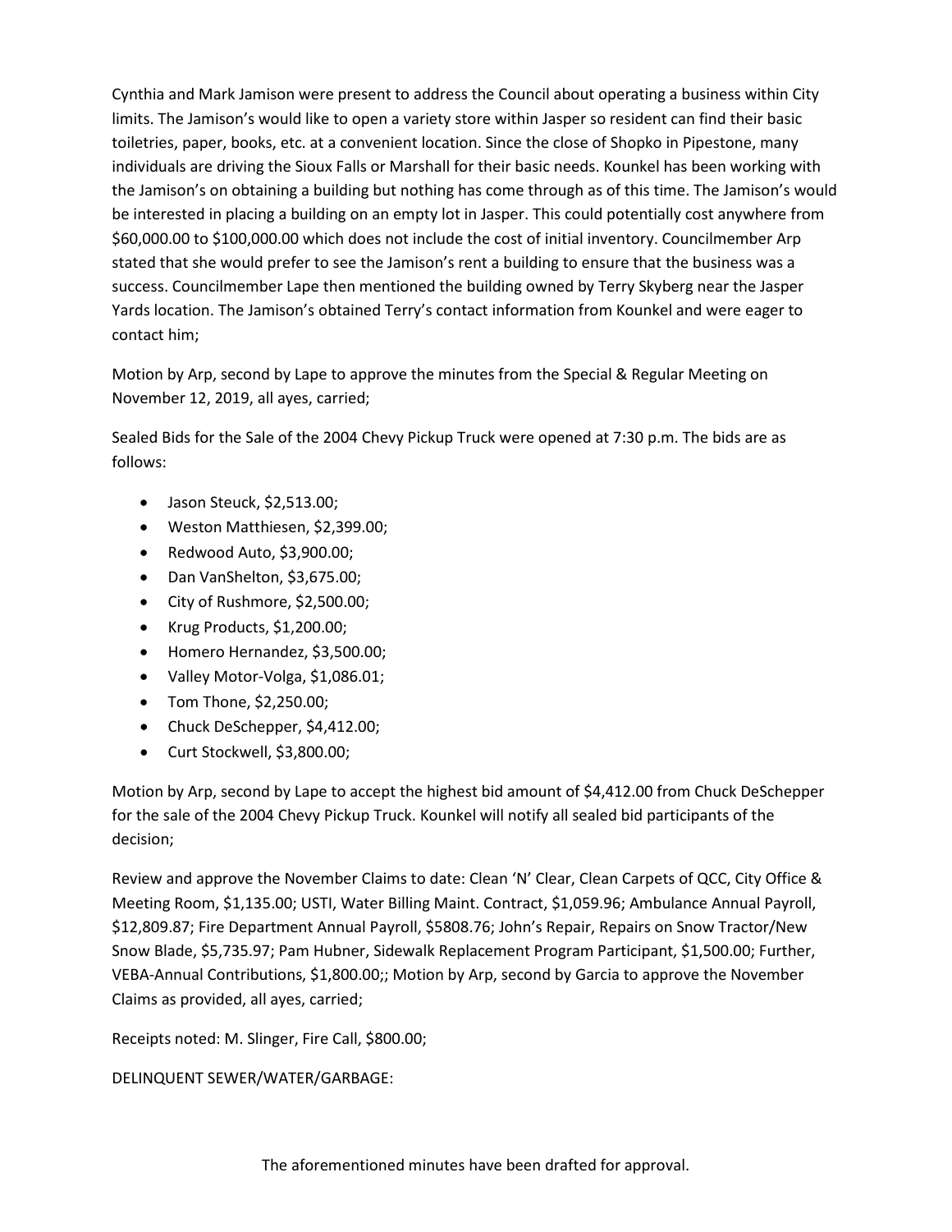Cynthia and Mark Jamison were present to address the Council about operating a business within City limits. The Jamison's would like to open a variety store within Jasper so resident can find their basic toiletries, paper, books, etc. at a convenient location. Since the close of Shopko in Pipestone, many individuals are driving the Sioux Falls or Marshall for their basic needs. Kounkel has been working with the Jamison's on obtaining a building but nothing has come through as of this time. The Jamison's would be interested in placing a building on an empty lot in Jasper. This could potentially cost anywhere from $60,000.00 to $100,000.00 which does not include the cost of initial inventory. Councilmember Arp stated that she would prefer to see the Jamison's rent a building to ensure that the business was a success. Councilmember Lape then mentioned the building owned by Terry Skyberg near the Jasper Yards location. The Jamison's obtained Terry's contact information from Kounkel and were eager to contact him;

Motion by Arp, second by Lape to approve the minutes from the Special & Regular Meeting on November 12, 2019, all ayes, carried;

Sealed Bids for the Sale of the 2004 Chevy Pickup Truck were opened at 7:30 p.m. The bids are as follows:

- Jason Steuck, $2,513.00;
- Weston Matthiesen, $2,399.00;
- Redwood Auto, $3,900.00;
- Dan VanShelton, $3,675.00;
- City of Rushmore, $2,500.00;
- Krug Products, $1,200.00;
- Homero Hernandez, $3,500.00;
- Valley Motor-Volga, $1,086.01;
- Tom Thone, $2,250.00;
- Chuck DeSchepper, $4,412.00;
- Curt Stockwell, $3,800.00;

Motion by Arp, second by Lape to accept the highest bid amount of $4,412.00 from Chuck DeSchepper for the sale of the 2004 Chevy Pickup Truck. Kounkel will notify all sealed bid participants of the decision;

Review and approve the November Claims to date: Clean 'N' Clear, Clean Carpets of QCC, City Office & Meeting Room, $1,135.00; USTI, Water Billing Maint. Contract, $1,059.96; Ambulance Annual Payroll, $12,809.87; Fire Department Annual Payroll, $5808.76; John's Repair, Repairs on Snow Tractor/New Snow Blade, $5,735.97; Pam Hubner, Sidewalk Replacement Program Participant, $1,500.00; Further, VEBA-Annual Contributions, $1,800.00;; Motion by Arp, second by Garcia to approve the November Claims as provided, all ayes, carried;

Receipts noted: M. Slinger, Fire Call, $800.00;

DELINQUENT SEWER/WATER/GARBAGE:

The aforementioned minutes have been drafted for approval.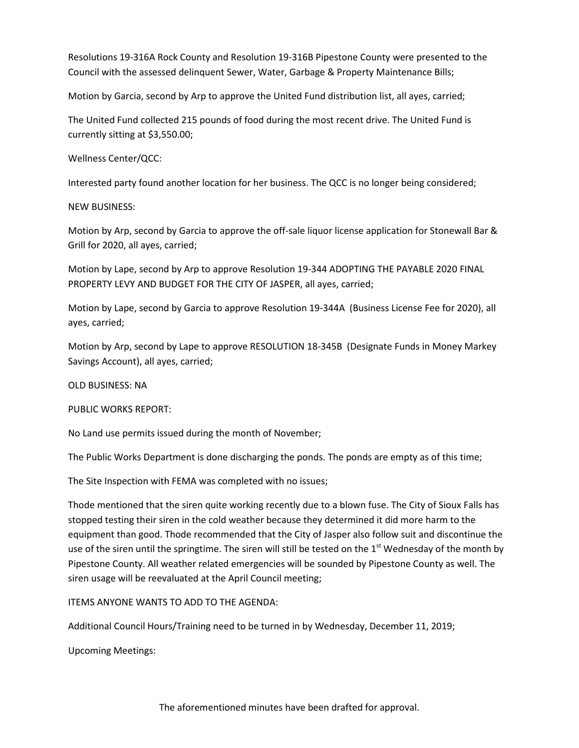Resolutions 19-316A Rock County and Resolution 19-316B Pipestone County were presented to the Council with the assessed delinquent Sewer, Water, Garbage & Property Maintenance Bills;

Motion by Garcia, second by Arp to approve the United Fund distribution list, all ayes, carried;

The United Fund collected 215 pounds of food during the most recent drive. The United Fund is currently sitting at $3,550.00;

Wellness Center/QCC:

Interested party found another location for her business. The QCC is no longer being considered;

NEW BUSINESS:

Motion by Arp, second by Garcia to approve the off-sale liquor license application for Stonewall Bar & Grill for 2020, all ayes, carried;

Motion by Lape, second by Arp to approve Resolution 19-344 ADOPTING THE PAYABLE 2020 FINAL PROPERTY LEVY AND BUDGET FOR THE CITY OF JASPER, all ayes, carried;

Motion by Lape, second by Garcia to approve Resolution 19-344A (Business License Fee for 2020), all ayes, carried;

Motion by Arp, second by Lape to approve RESOLUTION 18-345B (Designate Funds in Money Markey Savings Account), all ayes, carried;

OLD BUSINESS: NA

PUBLIC WORKS REPORT:

No Land use permits issued during the month of November;

The Public Works Department is done discharging the ponds. The ponds are empty as of this time;

The Site Inspection with FEMA was completed with no issues;

Thode mentioned that the siren quite working recently due to a blown fuse. The City of Sioux Falls has stopped testing their siren in the cold weather because they determined it did more harm to the equipment than good. Thode recommended that the City of Jasper also follow suit and discontinue the use of the siren until the springtime. The siren will still be tested on the 1st Wednesday of the month by Pipestone County. All weather related emergencies will be sounded by Pipestone County as well. The siren usage will be reevaluated at the April Council meeting;

ITEMS ANYONE WANTS TO ADD TO THE AGENDA:

Additional Council Hours/Training need to be turned in by Wednesday, December 11, 2019;

Upcoming Meetings:

The aforementioned minutes have been drafted for approval.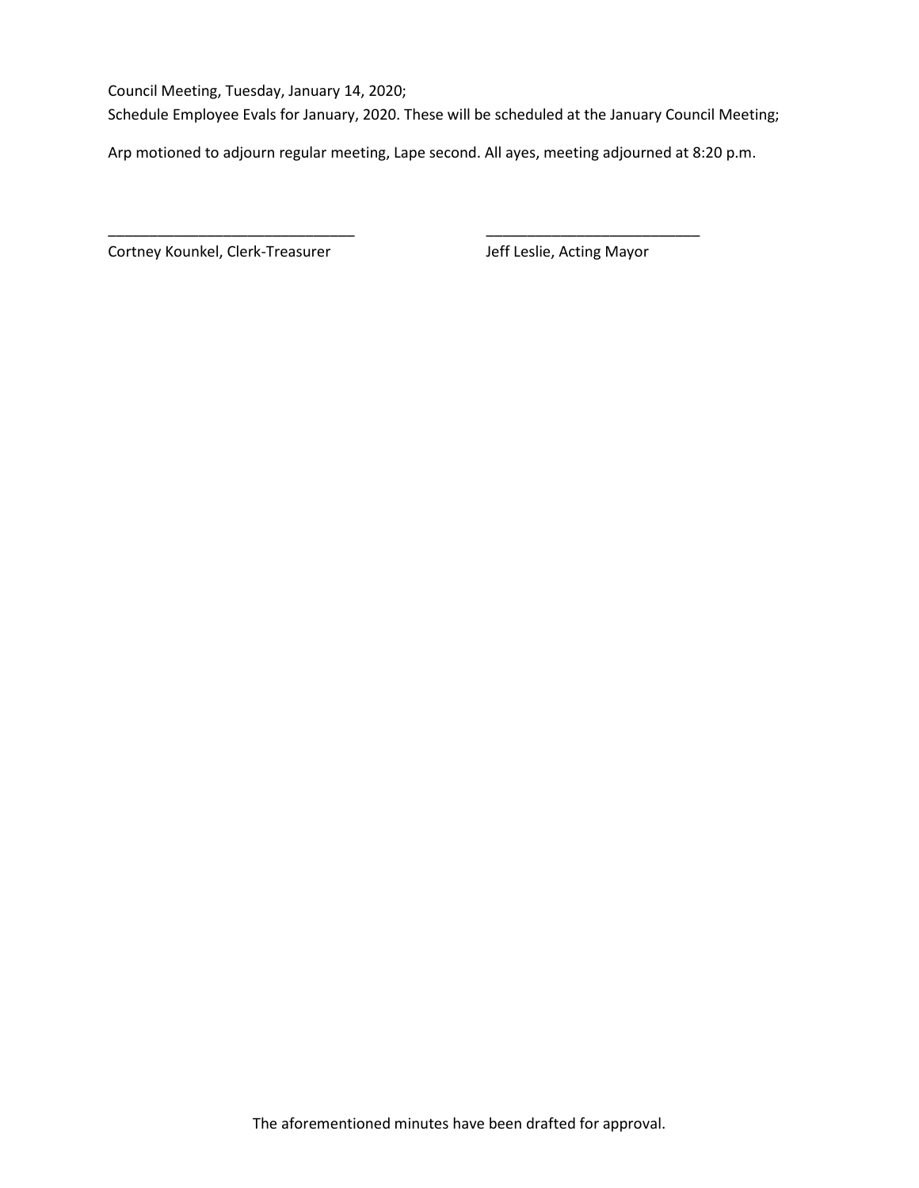Council Meeting, Tuesday, January 14, 2020;
Schedule Employee Evals for January, 2020. These will be scheduled at the January Council Meeting;

Arp motioned to adjourn regular meeting, Lape second. All ayes, meeting adjourned at 8:20 p.m.

______________________________ __________________________

Cortney Kounkel, Clerk-Treasurer Jeff Leslie, Acting Mayor

The aforementioned minutes have been drafted for approval.